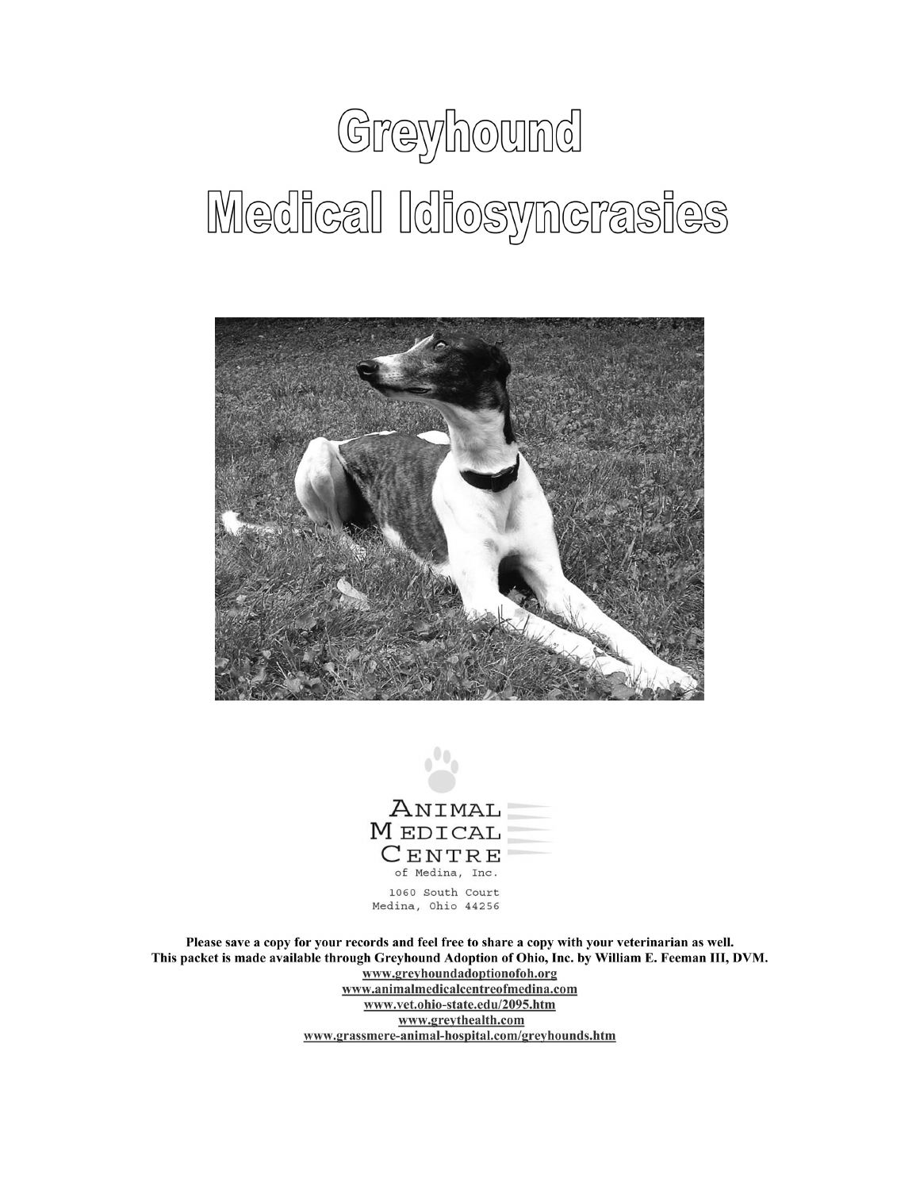# Greyhound Medical Idiosyncrasies

ANIMAL MEDICAL CENTRE
of Medina, Inc.

1060 South Court
Medina, Ohio 44256

**Please save a copy for your records and feel free to share a copy with your veterinarian as well.**
**This packet is made available through Greyhound Adoption of Ohio, Inc. by William E. Feeman III, DVM.**

www.greyhoundadoptionofoh.org
www.animalmedicalcentreofmedina.com
www.vet.ohio-state.edu/2095.htm
www.greythealth.com
www.grassmere-animal-hospital.com/greyhounds.htm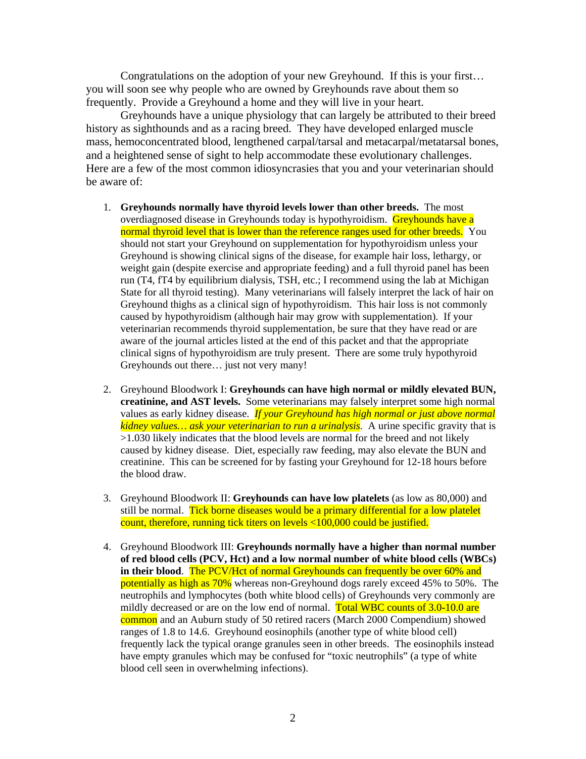Congratulations on the adoption of your new Greyhound. If this is your first… you will soon see why people who are owned by Greyhounds rave about them so frequently. Provide a Greyhound a home and they will live in your heart.

Greyhounds have a unique physiology that can largely be attributed to their breed history as sighthounds and as a racing breed. They have developed enlarged muscle mass, hemoconcentrated blood, lengthened carpal/tarsal and metacarpal/metatarsal bones, and a heightened sense of sight to help accommodate these evolutionary challenges. Here are a few of the most common idiosyncrasies that you and your veterinarian should be aware of:

1. **Greyhounds normally have thyroid levels lower than other breeds.** The most overdiagnosed disease in Greyhounds today is hypothyroidism. Greyhounds have a normal thyroid level that is lower than the reference ranges used for other breeds. You should not start your Greyhound on supplementation for hypothyroidism unless your Greyhound is showing clinical signs of the disease, for example hair loss, lethargy, or weight gain (despite exercise and appropriate feeding) and a full thyroid panel has been run (T4, fT4 by equilibrium dialysis, TSH, etc.; I recommend using the lab at Michigan State for all thyroid testing). Many veterinarians will falsely interpret the lack of hair on Greyhound thighs as a clinical sign of hypothyroidism. This hair loss is not commonly caused by hypothyroidism (although hair may grow with supplementation). If your veterinarian recommends thyroid supplementation, be sure that they have read or are aware of the journal articles listed at the end of this packet and that the appropriate clinical signs of hypothyroidism are truly present. There are some truly hypothyroid Greyhounds out there… just not very many!

2. Greyhound Bloodwork I: **Greyhounds can have high normal or mildly elevated BUN, creatinine, and AST levels.** Some veterinarians may falsely interpret some high normal values as early kidney disease. ***If your Greyhound has high normal or just above normal kidney values… ask your veterinarian to run a urinalysis***. A urine specific gravity that is >1.030 likely indicates that the blood levels are normal for the breed and not likely caused by kidney disease. Diet, especially raw feeding, may also elevate the BUN and creatinine. This can be screened for by fasting your Greyhound for 12-18 hours before the blood draw.

3. Greyhound Bloodwork II: **Greyhounds can have low platelets** (as low as 80,000) and still be normal. Tick borne diseases would be a primary differential for a low platelet count, therefore, running tick titers on levels <100,000 could be justified.

4. Greyhound Bloodwork III: **Greyhounds normally have a higher than normal number of red blood cells (PCV, Hct) and a low normal number of white blood cells (WBCs) in their blood**. The PCV/Hct of normal Greyhounds can frequently be over 60% and potentially as high as 70% whereas non-Greyhound dogs rarely exceed 45% to 50%. The neutrophils and lymphocytes (both white blood cells) of Greyhounds very commonly are mildly decreased or are on the low end of normal. Total WBC counts of 3.0-10.0 are common and an Auburn study of 50 retired racers (March 2000 Compendium) showed ranges of 1.8 to 14.6. Greyhound eosinophils (another type of white blood cell) frequently lack the typical orange granules seen in other breeds. The eosinophils instead have empty granules which may be confused for "toxic neutrophils" (a type of white blood cell seen in overwhelming infections).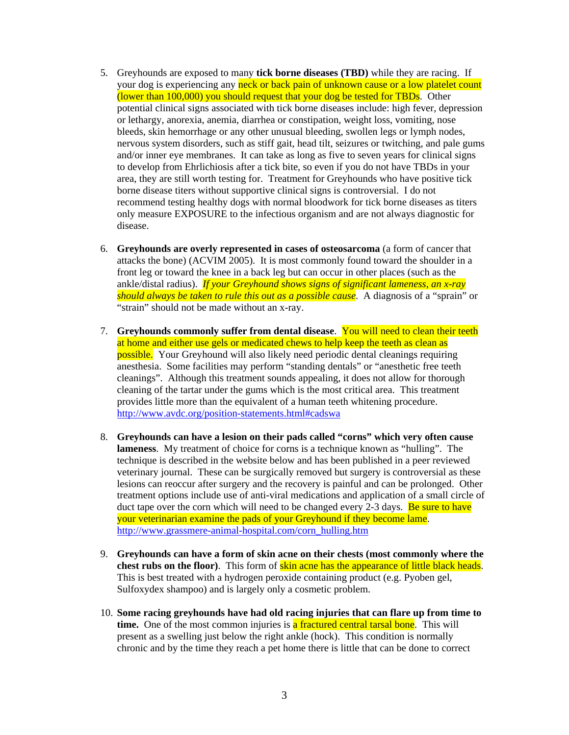5. Greyhounds are exposed to many **tick borne diseases (TBD)** while they are racing. If your dog is experiencing any neck or back pain of unknown cause or a low platelet count (lower than 100,000) you should request that your dog be tested for TBDs. Other potential clinical signs associated with tick borne diseases include: high fever, depression or lethargy, anorexia, anemia, diarrhea or constipation, weight loss, vomiting, nose bleeds, skin hemorrhage or any other unusual bleeding, swollen legs or lymph nodes, nervous system disorders, such as stiff gait, head tilt, seizures or twitching, and pale gums and/or inner eye membranes. It can take as long as five to seven years for clinical signs to develop from Ehrlichiosis after a tick bite, so even if you do not have TBDs in your area, they are still worth testing for. Treatment for Greyhounds who have positive tick borne disease titers without supportive clinical signs is controversial. I do not recommend testing healthy dogs with normal bloodwork for tick borne diseases as titers only measure EXPOSURE to the infectious organism and are not always diagnostic for disease.

6. **Greyhounds are overly represented in cases of osteosarcoma** (a form of cancer that attacks the bone) (ACVIM 2005). It is most commonly found toward the shoulder in a front leg or toward the knee in a back leg but can occur in other places (such as the ankle/distal radius). *If your Greyhound shows signs of significant lameness, an x-ray should always be taken to rule this out as a possible cause*. A diagnosis of a "sprain" or "strain" should not be made without an x-ray.

7. **Greyhounds commonly suffer from dental disease**. You will need to clean their teeth at home and either use gels or medicated chews to help keep the teeth as clean as possible. Your Greyhound will also likely need periodic dental cleanings requiring anesthesia. Some facilities may perform "standing dentals" or "anesthetic free teeth cleanings". Although this treatment sounds appealing, it does not allow for thorough cleaning of the tartar under the gums which is the most critical area. This treatment provides little more than the equivalent of a human teeth whitening procedure. http://www.avdc.org/position-statements.html#cadswa

8. **Greyhounds can have a lesion on their pads called "corns" which very often cause lameness**. My treatment of choice for corns is a technique known as "hulling". The technique is described in the website below and has been published in a peer reviewed veterinary journal. These can be surgically removed but surgery is controversial as these lesions can reoccur after surgery and the recovery is painful and can be prolonged. Other treatment options include use of anti-viral medications and application of a small circle of duct tape over the corn which will need to be changed every 2-3 days. Be sure to have your veterinarian examine the pads of your Greyhound if they become lame. http://www.grassmere-animal-hospital.com/corn_hulling.htm

9. **Greyhounds can have a form of skin acne on their chests (most commonly where the chest rubs on the floor)**. This form of skin acne has the appearance of little black heads. This is best treated with a hydrogen peroxide containing product (e.g. Pyoben gel, Sulfoxydex shampoo) and is largely only a cosmetic problem.

10. **Some racing greyhounds have had old racing injuries that can flare up from time to time.** One of the most common injuries is a fractured central tarsal bone. This will present as a swelling just below the right ankle (hock). This condition is normally chronic and by the time they reach a pet home there is little that can be done to correct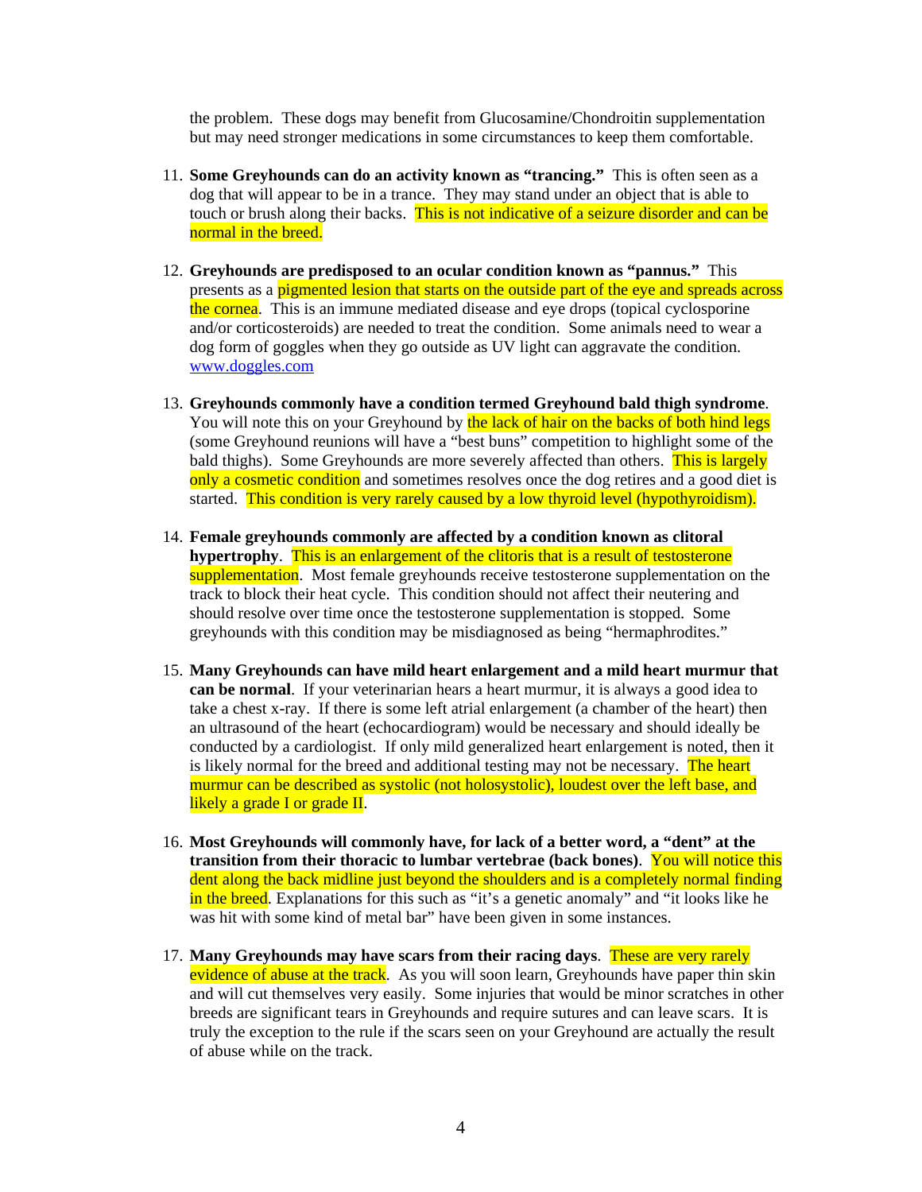the problem. These dogs may benefit from Glucosamine/Chondroitin supplementation but may need stronger medications in some circumstances to keep them comfortable.

11. **Some Greyhounds can do an activity known as "trancing."** This is often seen as a dog that will appear to be in a trance. They may stand under an object that is able to touch or brush along their backs. This is not indicative of a seizure disorder and can be normal in the breed.

12. **Greyhounds are predisposed to an ocular condition known as "pannus."** This presents as a pigmented lesion that starts on the outside part of the eye and spreads across the cornea. This is an immune mediated disease and eye drops (topical cyclosporine and/or corticosteroids) are needed to treat the condition. Some animals need to wear a dog form of goggles when they go outside as UV light can aggravate the condition. www.doggles.com

13. **Greyhounds commonly have a condition termed Greyhound bald thigh syndrome**. You will note this on your Greyhound by the lack of hair on the backs of both hind legs (some Greyhound reunions will have a "best buns" competition to highlight some of the bald thighs). Some Greyhounds are more severely affected than others. This is largely only a cosmetic condition and sometimes resolves once the dog retires and a good diet is started. This condition is very rarely caused by a low thyroid level (hypothyroidism).

14. **Female greyhounds commonly are affected by a condition known as clitoral hypertrophy**. This is an enlargement of the clitoris that is a result of testosterone supplementation. Most female greyhounds receive testosterone supplementation on the track to block their heat cycle. This condition should not affect their neutering and should resolve over time once the testosterone supplementation is stopped. Some greyhounds with this condition may be misdiagnosed as being "hermaphrodites."

15. **Many Greyhounds can have mild heart enlargement and a mild heart murmur that can be normal**. If your veterinarian hears a heart murmur, it is always a good idea to take a chest x-ray. If there is some left atrial enlargement (a chamber of the heart) then an ultrasound of the heart (echocardiogram) would be necessary and should ideally be conducted by a cardiologist. If only mild generalized heart enlargement is noted, then it is likely normal for the breed and additional testing may not be necessary. The heart murmur can be described as systolic (not holosystolic), loudest over the left base, and likely a grade I or grade II.

16. **Most Greyhounds will commonly have, for lack of a better word, a "dent" at the transition from their thoracic to lumbar vertebrae (back bones)**. You will notice this dent along the back midline just beyond the shoulders and is a completely normal finding in the breed. Explanations for this such as "it's a genetic anomaly" and "it looks like he was hit with some kind of metal bar" have been given in some instances.

17. **Many Greyhounds may have scars from their racing days**. These are very rarely evidence of abuse at the track. As you will soon learn, Greyhounds have paper thin skin and will cut themselves very easily. Some injuries that would be minor scratches in other breeds are significant tears in Greyhounds and require sutures and can leave scars. It is truly the exception to the rule if the scars seen on your Greyhound are actually the result of abuse while on the track.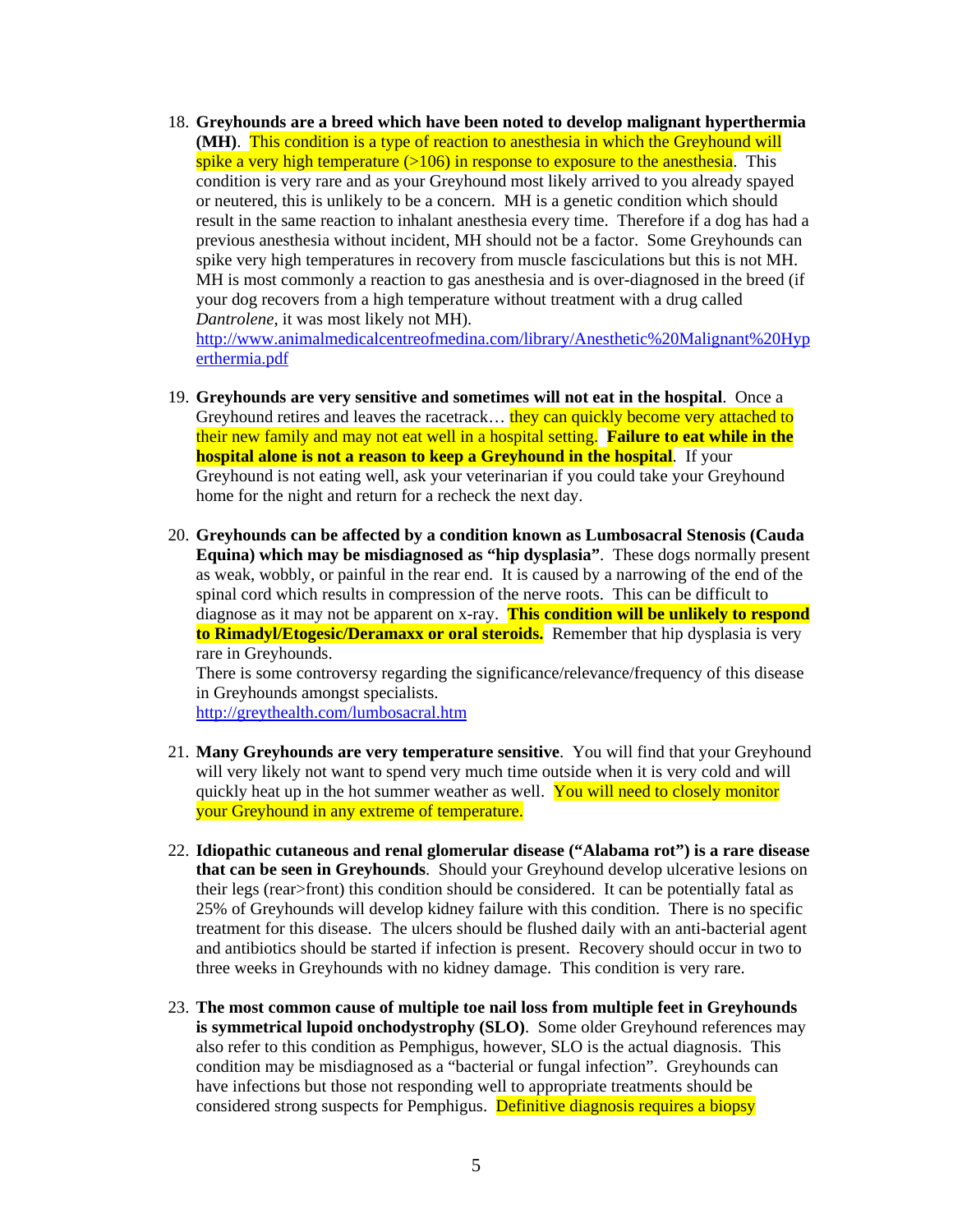18. **Greyhounds are a breed which have been noted to develop malignant hyperthermia (MH)**. This condition is a type of reaction to anesthesia in which the Greyhound will spike a very high temperature (>106) in response to exposure to the anesthesia. This condition is very rare and as your Greyhound most likely arrived to you already spayed or neutered, this is unlikely to be a concern. MH is a genetic condition which should result in the same reaction to inhalant anesthesia every time. Therefore if a dog has had a previous anesthesia without incident, MH should not be a factor. Some Greyhounds can spike very high temperatures in recovery from muscle fasciculations but this is not MH. MH is most commonly a reaction to gas anesthesia and is over-diagnosed in the breed (if your dog recovers from a high temperature without treatment with a drug called *Dantrolene*, it was most likely not MH).
    http://www.animalmedicalcentreofmedina.com/library/Anesthetic%20Malignant%20Hyperthermia.pdf

19. **Greyhounds are very sensitive and sometimes will not eat in the hospital**. Once a Greyhound retires and leaves the racetrack… they can quickly become very attached to their new family and may not eat well in a hospital setting. **Failure to eat while in the hospital alone is not a reason to keep a Greyhound in the hospital**. If your Greyhound is not eating well, ask your veterinarian if you could take your Greyhound home for the night and return for a recheck the next day.

20. **Greyhounds can be affected by a condition known as Lumbosacral Stenosis (Cauda Equina) which may be misdiagnosed as "hip dysplasia"**. These dogs normally present as weak, wobbly, or painful in the rear end. It is caused by a narrowing of the end of the spinal cord which results in compression of the nerve roots. This can be difficult to diagnose as it may not be apparent on x-ray. **This condition will be unlikely to respond to Rimadyl/Etogesic/Deramaxx or oral steroids.** Remember that hip dysplasia is very rare in Greyhounds.
    There is some controversy regarding the significance/relevance/frequency of this disease in Greyhounds amongst specialists.
    http://greythealth.com/lumbosacral.htm

21. **Many Greyhounds are very temperature sensitive**. You will find that your Greyhound will very likely not want to spend very much time outside when it is very cold and will quickly heat up in the hot summer weather as well. You will need to closely monitor your Greyhound in any extreme of temperature.

22. **Idiopathic cutaneous and renal glomerular disease ("Alabama rot") is a rare disease that can be seen in Greyhounds**. Should your Greyhound develop ulcerative lesions on their legs (rear>front) this condition should be considered. It can be potentially fatal as 25% of Greyhounds will develop kidney failure with this condition. There is no specific treatment for this disease. The ulcers should be flushed daily with an anti-bacterial agent and antibiotics should be started if infection is present. Recovery should occur in two to three weeks in Greyhounds with no kidney damage. This condition is very rare.

23. **The most common cause of multiple toe nail loss from multiple feet in Greyhounds is symmetrical lupoid onchodystrophy (SLO)**. Some older Greyhound references may also refer to this condition as Pemphigus, however, SLO is the actual diagnosis. This condition may be misdiagnosed as a "bacterial or fungal infection". Greyhounds can have infections but those not responding well to appropriate treatments should be considered strong suspects for Pemphigus. Definitive diagnosis requires a biopsy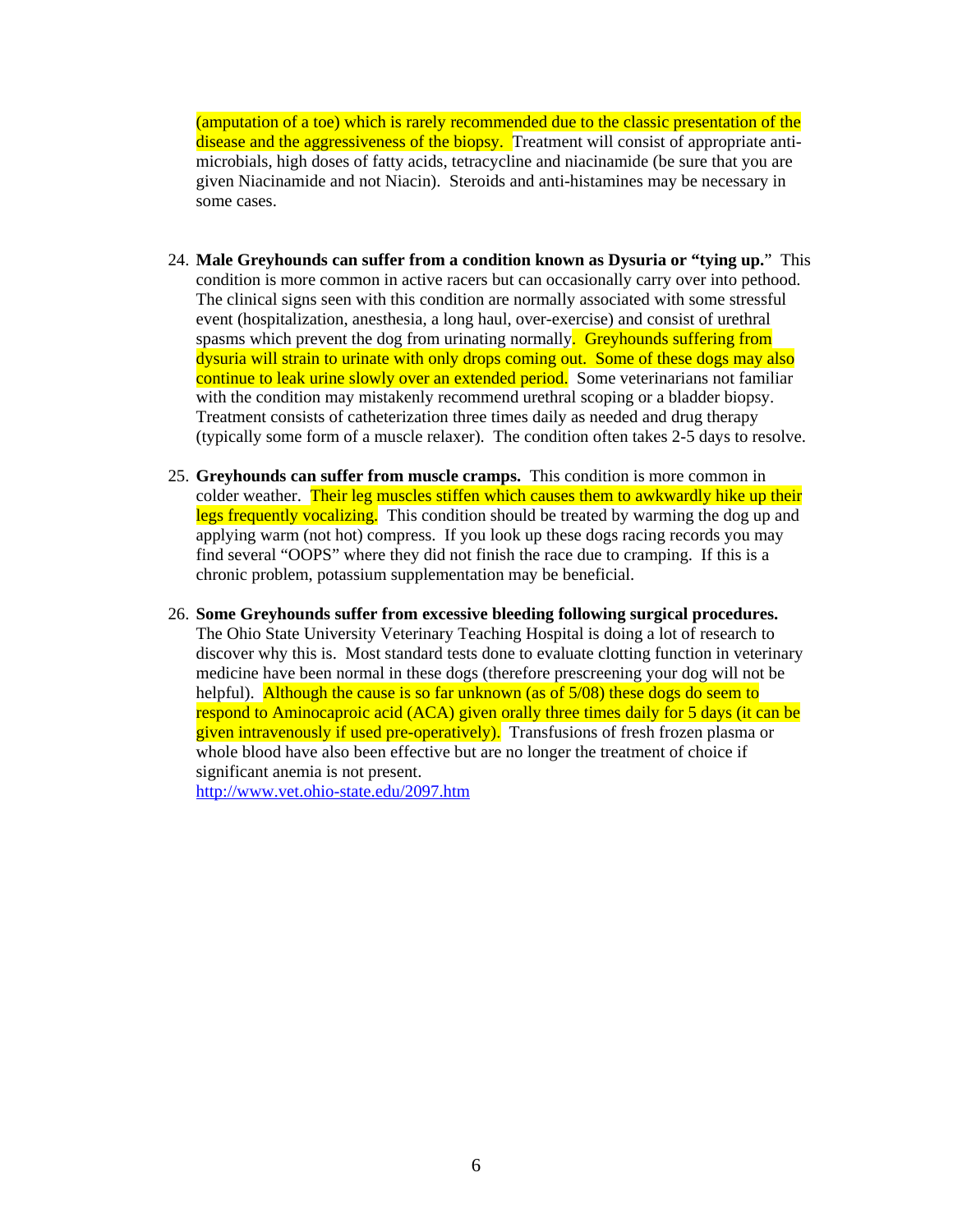(amputation of a toe) which is rarely recommended due to the classic presentation of the disease and the aggressiveness of the biopsy. Treatment will consist of appropriate anti-microbials, high doses of fatty acids, tetracycline and niacinamide (be sure that you are given Niacinamide and not Niacin). Steroids and anti-histamines may be necessary in some cases.

24. **Male Greyhounds can suffer from a condition known as Dysuria or "tying up.**" This condition is more common in active racers but can occasionally carry over into pethood. The clinical signs seen with this condition are normally associated with some stressful event (hospitalization, anesthesia, a long haul, over-exercise) and consist of urethral spasms which prevent the dog from urinating normally. Greyhounds suffering from dysuria will strain to urinate with only drops coming out. Some of these dogs may also continue to leak urine slowly over an extended period. Some veterinarians not familiar with the condition may mistakenly recommend urethral scoping or a bladder biopsy. Treatment consists of catheterization three times daily as needed and drug therapy (typically some form of a muscle relaxer). The condition often takes 2-5 days to resolve.

25. **Greyhounds can suffer from muscle cramps.** This condition is more common in colder weather. Their leg muscles stiffen which causes them to awkwardly hike up their legs frequently vocalizing. This condition should be treated by warming the dog up and applying warm (not hot) compress. If you look up these dogs racing records you may find several "OOPS" where they did not finish the race due to cramping. If this is a chronic problem, potassium supplementation may be beneficial.

26. **Some Greyhounds suffer from excessive bleeding following surgical procedures.** The Ohio State University Veterinary Teaching Hospital is doing a lot of research to discover why this is. Most standard tests done to evaluate clotting function in veterinary medicine have been normal in these dogs (therefore prescreening your dog will not be helpful). Although the cause is so far unknown (as of 5/08) these dogs do seem to respond to Aminocaproic acid (ACA) given orally three times daily for 5 days (it can be given intravenously if used pre-operatively). Transfusions of fresh frozen plasma or whole blood have also been effective but are no longer the treatment of choice if significant anemia is not present.
http://www.vet.ohio-state.edu/2097.htm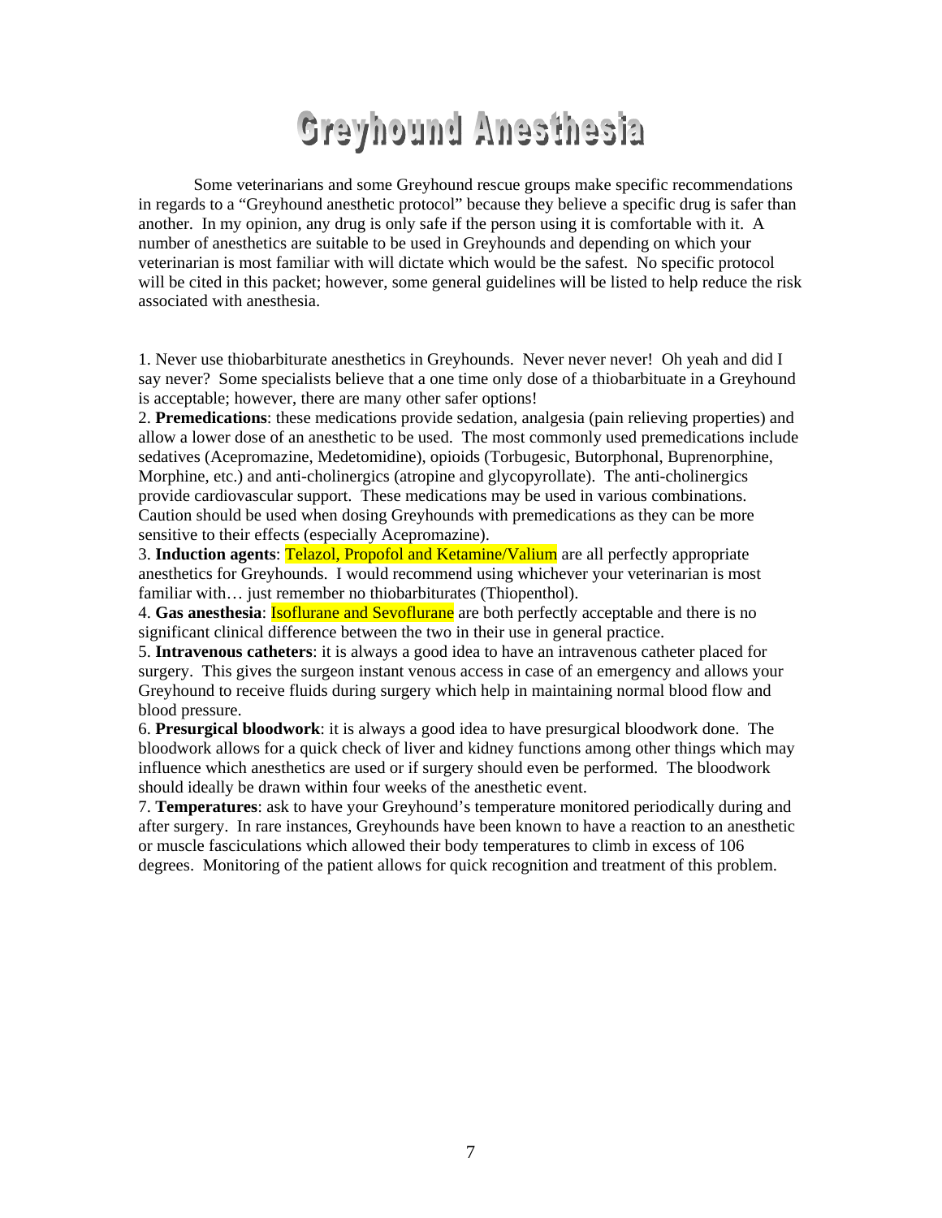# Greyhound Anesthesia

Some veterinarians and some Greyhound rescue groups make specific recommendations in regards to a "Greyhound anesthetic protocol" because they believe a specific drug is safer than another. In my opinion, any drug is only safe if the person using it is comfortable with it. A number of anesthetics are suitable to be used in Greyhounds and depending on which your veterinarian is most familiar with will dictate which would be the safest. No specific protocol will be cited in this packet; however, some general guidelines will be listed to help reduce the risk associated with anesthesia.

1. Never use thiobarbiturate anesthetics in Greyhounds. Never never never! Oh yeah and did I say never? Some specialists believe that a one time only dose of a thiobarbituate in a Greyhound is acceptable; however, there are many other safer options!
2. **Premedications**: these medications provide sedation, analgesia (pain relieving properties) and allow a lower dose of an anesthetic to be used. The most commonly used premedications include sedatives (Acepromazine, Medetomidine), opioids (Torbugesic, Butorphonal, Buprenorphine, Morphine, etc.) and anti-cholinergics (atropine and glycopyrollate). The anti-cholinergics provide cardiovascular support. These medications may be used in various combinations. Caution should be used when dosing Greyhounds with premedications as they can be more sensitive to their effects (especially Acepromazine).
3. **Induction agents**: Telazol, Propofol and Ketamine/Valium are all perfectly appropriate anesthetics for Greyhounds. I would recommend using whichever your veterinarian is most familiar with… just remember no thiobarbiturates (Thiopenthol).
4. **Gas anesthesia**: Isoflurane and Sevoflurane are both perfectly acceptable and there is no significant clinical difference between the two in their use in general practice.
5. **Intravenous catheters**: it is always a good idea to have an intravenous catheter placed for surgery. This gives the surgeon instant venous access in case of an emergency and allows your Greyhound to receive fluids during surgery which help in maintaining normal blood flow and blood pressure.
6. **Presurgical bloodwork**: it is always a good idea to have presurgical bloodwork done. The bloodwork allows for a quick check of liver and kidney functions among other things which may influence which anesthetics are used or if surgery should even be performed. The bloodwork should ideally be drawn within four weeks of the anesthetic event.
7. **Temperatures**: ask to have your Greyhound's temperature monitored periodically during and after surgery. In rare instances, Greyhounds have been known to have a reaction to an anesthetic or muscle fasciculations which allowed their body temperatures to climb in excess of 106 degrees. Monitoring of the patient allows for quick recognition and treatment of this problem.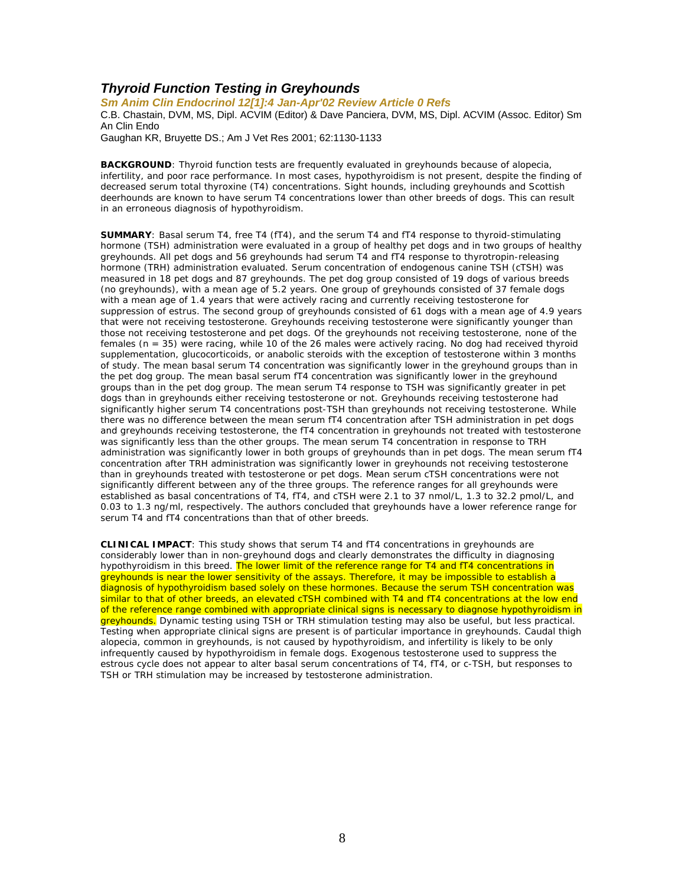## *Thyroid Function Testing in Greyhounds*

***Sm Anim Clin Endocrinol 12[1]:4 Jan-Apr'02 Review Article 0 Refs***

C.B. Chastain, DVM, MS, Dipl. ACVIM (Editor) & Dave Panciera, DVM, MS, Dipl. ACVIM (Assoc. Editor) Sm An Clin Endo

Gaughan KR, Bruyette DS.; Am J Vet Res 2001; 62:1130-1133

**BACKGROUND**: Thyroid function tests are frequently evaluated in greyhounds because of alopecia, infertility, and poor race performance. In most cases, hypothyroidism is not present, despite the finding of decreased serum total thyroxine (T4) concentrations. Sight hounds, including greyhounds and Scottish deerhounds are known to have serum T4 concentrations lower than other breeds of dogs. This can result in an erroneous diagnosis of hypothyroidism.

**SUMMARY**: Basal serum T4, free T4 (fT4), and the serum T4 and fT4 response to thyroid-stimulating hormone (TSH) administration were evaluated in a group of healthy pet dogs and in two groups of healthy greyhounds. All pet dogs and 56 greyhounds had serum T4 and fT4 response to thyrotropin-releasing hormone (TRH) administration evaluated. Serum concentration of endogenous canine TSH (cTSH) was measured in 18 pet dogs and 87 greyhounds. The pet dog group consisted of 19 dogs of various breeds (no greyhounds), with a mean age of 5.2 years. One group of greyhounds consisted of 37 female dogs with a mean age of 1.4 years that were actively racing and currently receiving testosterone for suppression of estrus. The second group of greyhounds consisted of 61 dogs with a mean age of 4.9 years that were not receiving testosterone. Greyhounds receiving testosterone were significantly younger than those not receiving testosterone and pet dogs. Of the greyhounds not receiving testosterone, none of the females (n = 35) were racing, while 10 of the 26 males were actively racing. No dog had received thyroid supplementation, glucocorticoids, or anabolic steroids with the exception of testosterone within 3 months of study. The mean basal serum T4 concentration was significantly lower in the greyhound groups than in the pet dog group. The mean basal serum fT4 concentration was significantly lower in the greyhound groups than in the pet dog group. The mean serum T4 response to TSH was significantly greater in pet dogs than in greyhounds either receiving testosterone or not. Greyhounds receiving testosterone had significantly higher serum T4 concentrations post-TSH than greyhounds not receiving testosterone. While there was no difference between the mean serum fT4 concentration after TSH administration in pet dogs and greyhounds receiving testosterone, the fT4 concentration in greyhounds not treated with testosterone was significantly less than the other groups. The mean serum T4 concentration in response to TRH administration was significantly lower in both groups of greyhounds than in pet dogs. The mean serum fT4 concentration after TRH administration was significantly lower in greyhounds not receiving testosterone than in greyhounds treated with testosterone or pet dogs. Mean serum cTSH concentrations were not significantly different between any of the three groups. The reference ranges for all greyhounds were established as basal concentrations of T4, fT4, and cTSH were 2.1 to 37 nmol/L, 1.3 to 32.2 pmol/L, and 0.03 to 1.3 ng/ml, respectively. The authors concluded that greyhounds have a lower reference range for serum T4 and fT4 concentrations than that of other breeds.

**CLINICAL IMPACT**: This study shows that serum T4 and fT4 concentrations in greyhounds are considerably lower than in non-greyhound dogs and clearly demonstrates the difficulty in diagnosing hypothyroidism in this breed. The lower limit of the reference range for T4 and fT4 concentrations in greyhounds is near the lower sensitivity of the assays. Therefore, it may be impossible to establish a diagnosis of hypothyroidism based solely on these hormones. Because the serum TSH concentration was similar to that of other breeds, an elevated cTSH combined with T4 and fT4 concentrations at the low end of the reference range combined with appropriate clinical signs is necessary to diagnose hypothyroidism in greyhounds. Dynamic testing using TSH or TRH stimulation testing may also be useful, but less practical. Testing when appropriate clinical signs are present is of particular importance in greyhounds. Caudal thigh alopecia, common in greyhounds, is not caused by hypothyroidism, and infertility is likely to be only infrequently caused by hypothyroidism in female dogs. Exogenous testosterone used to suppress the estrous cycle does not appear to alter basal serum concentrations of T4, fT4, or c-TSH, but responses to TSH or TRH stimulation may be increased by testosterone administration.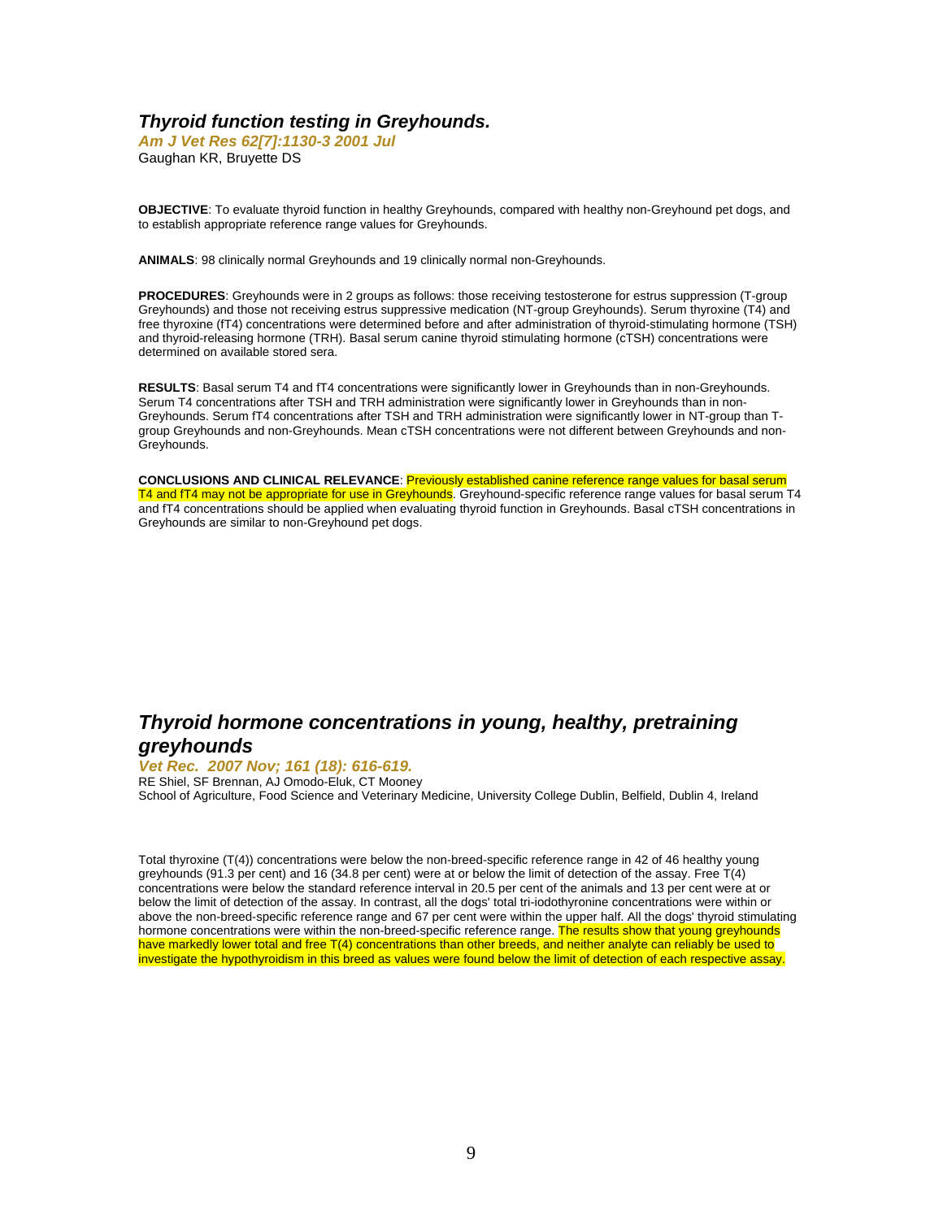## *Thyroid function testing in Greyhounds.*

***Am J Vet Res 62[7]:1130-3 2001 Jul***

Gaughan KR, Bruyette DS

**OBJECTIVE**: To evaluate thyroid function in healthy Greyhounds, compared with healthy non-Greyhound pet dogs, and to establish appropriate reference range values for Greyhounds.

**ANIMALS**: 98 clinically normal Greyhounds and 19 clinically normal non-Greyhounds.

**PROCEDURES**: Greyhounds were in 2 groups as follows: those receiving testosterone for estrus suppression (T-group Greyhounds) and those not receiving estrus suppressive medication (NT-group Greyhounds). Serum thyroxine (T4) and free thyroxine (fT4) concentrations were determined before and after administration of thyroid-stimulating hormone (TSH) and thyroid-releasing hormone (TRH). Basal serum canine thyroid stimulating hormone (cTSH) concentrations were determined on available stored sera.

**RESULTS**: Basal serum T4 and fT4 concentrations were significantly lower in Greyhounds than in non-Greyhounds. Serum T4 concentrations after TSH and TRH administration were significantly lower in Greyhounds than in non-Greyhounds. Serum fT4 concentrations after TSH and TRH administration were significantly lower in NT-group than T-group Greyhounds and non-Greyhounds. Mean cTSH concentrations were not different between Greyhounds and non-Greyhounds.

**CONCLUSIONS AND CLINICAL RELEVANCE**: Previously established canine reference range values for basal serum T4 and fT4 may not be appropriate for use in Greyhounds. Greyhound-specific reference range values for basal serum T4 and fT4 concentrations should be applied when evaluating thyroid function in Greyhounds. Basal cTSH concentrations in Greyhounds are similar to non-Greyhound pet dogs.

## *Thyroid hormone concentrations in young, healthy, pretraining greyhounds*

***Vet Rec. 2007 Nov; 161 (18): 616-619.***

RE Shiel, SF Brennan, AJ Omodo-Eluk, CT Mooney

School of Agriculture, Food Science and Veterinary Medicine, University College Dublin, Belfield, Dublin 4, Ireland

Total thyroxine (T(4)) concentrations were below the non-breed-specific reference range in 42 of 46 healthy young greyhounds (91.3 per cent) and 16 (34.8 per cent) were at or below the limit of detection of the assay. Free T(4) concentrations were below the standard reference interval in 20.5 per cent of the animals and 13 per cent were at or below the limit of detection of the assay. In contrast, all the dogs' total tri-iodothyronine concentrations were within or above the non-breed-specific reference range and 67 per cent were within the upper half. All the dogs' thyroid stimulating hormone concentrations were within the non-breed-specific reference range. The results show that young greyhounds have markedly lower total and free T(4) concentrations than other breeds, and neither analyte can reliably be used to investigate the hypothyroidism in this breed as values were found below the limit of detection of each respective assay.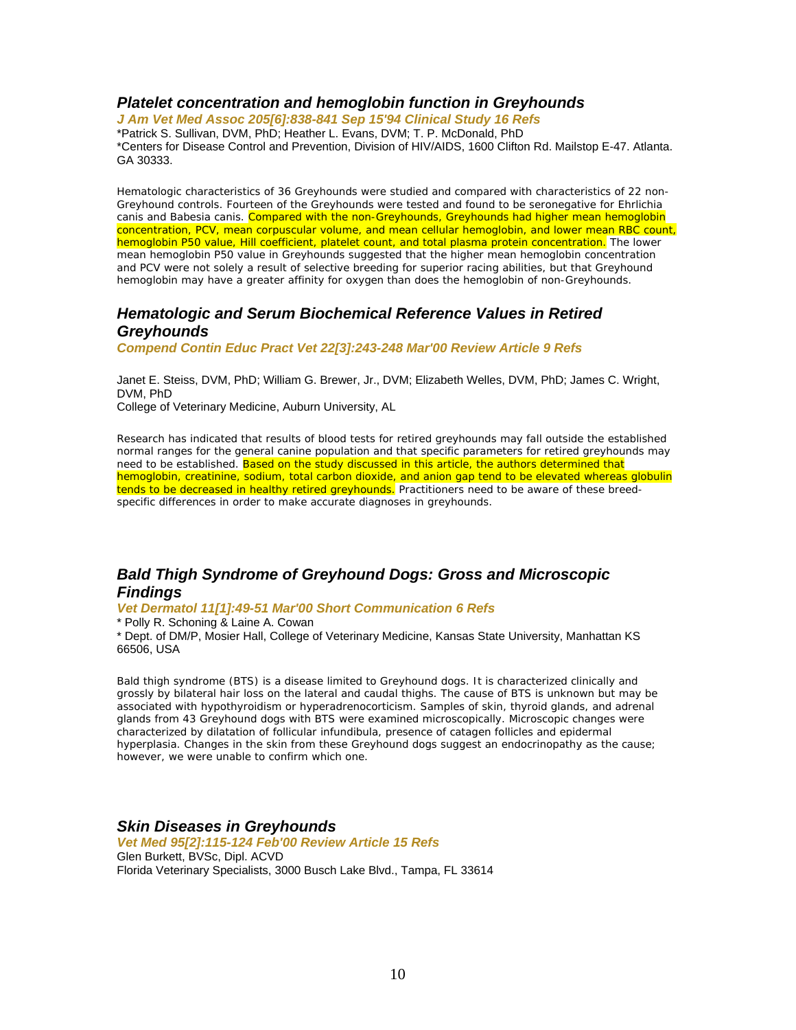## *Platelet concentration and hemoglobin function in Greyhounds*

***J Am Vet Med Assoc 205[6]:838-841 Sep 15'94 Clinical Study 16 Refs***

*Patrick S. Sullivan, DVM, PhD; Heather L. Evans, DVM; T. P. McDonald, PhD
*Centers for Disease Control and Prevention, Division of HIV/AIDS, 1600 Clifton Rd. Mailstop E-47. Atlanta. GA 30333.

Hematologic characteristics of 36 Greyhounds were studied and compared with characteristics of 22 non-Greyhound controls. Fourteen of the Greyhounds were tested and found to be seronegative for Ehrlichia canis and Babesia canis. Compared with the non-Greyhounds, Greyhounds had higher mean hemoglobin concentration, PCV, mean corpuscular volume, and mean cellular hemoglobin, and lower mean RBC count, hemoglobin P50 value, Hill coefficient, platelet count, and total plasma protein concentration. The lower mean hemoglobin P50 value in Greyhounds suggested that the higher mean hemoglobin concentration and PCV were not solely a result of selective breeding for superior racing abilities, but that Greyhound hemoglobin may have a greater affinity for oxygen than does the hemoglobin of non-Greyhounds.

## *Hematologic and Serum Biochemical Reference Values in Retired Greyhounds*

***Compend Contin Educ Pract Vet 22[3]:243-248 Mar'00 Review Article 9 Refs***

Janet E. Steiss, DVM, PhD; William G. Brewer, Jr., DVM; Elizabeth Welles, DVM, PhD; James C. Wright, DVM, PhD
College of Veterinary Medicine, Auburn University, AL

Research has indicated that results of blood tests for retired greyhounds may fall outside the established normal ranges for the general canine population and that specific parameters for retired greyhounds may need to be established. Based on the study discussed in this article, the authors determined that hemoglobin, creatinine, sodium, total carbon dioxide, and anion gap tend to be elevated whereas globulin tends to be decreased in healthy retired greyhounds. Practitioners need to be aware of these breed-specific differences in order to make accurate diagnoses in greyhounds.

## *Bald Thigh Syndrome of Greyhound Dogs: Gross and Microscopic Findings*

***Vet Dermatol 11[1]:49-51 Mar'00 Short Communication 6 Refs***

* Polly R. Schoning & Laine A. Cowan
* Dept. of DM/P, Mosier Hall, College of Veterinary Medicine, Kansas State University, Manhattan KS 66506, USA

Bald thigh syndrome (BTS) is a disease limited to Greyhound dogs. It is characterized clinically and grossly by bilateral hair loss on the lateral and caudal thighs. The cause of BTS is unknown but may be associated with hypothyroidism or hyperadrenocorticism. Samples of skin, thyroid glands, and adrenal glands from 43 Greyhound dogs with BTS were examined microscopically. Microscopic changes were characterized by dilatation of follicular infundibula, presence of catagen follicles and epidermal hyperplasia. Changes in the skin from these Greyhound dogs suggest an endocrinopathy as the cause; however, we were unable to confirm which one.

## *Skin Diseases in Greyhounds*

***Vet Med 95[2]:115-124 Feb'00 Review Article 15 Refs***

Glen Burkett, BVSc, Dipl. ACVD
Florida Veterinary Specialists, 3000 Busch Lake Blvd., Tampa, FL 33614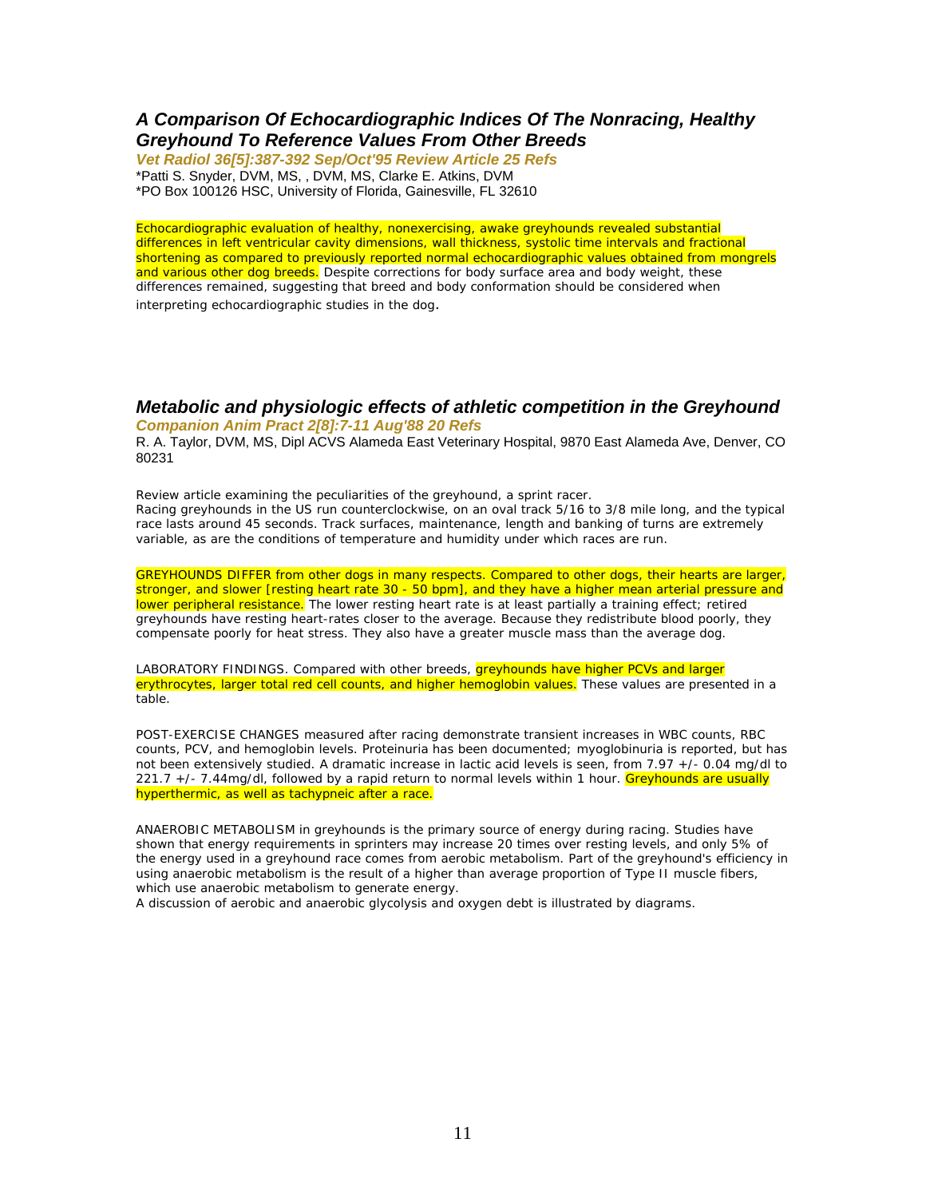## *A Comparison Of Echocardiographic Indices Of The Nonracing, Healthy Greyhound To Reference Values From Other Breeds*

***Vet Radiol 36[5]:387-392 Sep/Oct'95 Review Article 25 Refs***

*Patti S. Snyder, DVM, MS, , DVM, MS, Clarke E. Atkins, DVM
*PO Box 100126 HSC, University of Florida, Gainesville, FL 32610

Echocardiographic evaluation of healthy, nonexercising, awake greyhounds revealed substantial differences in left ventricular cavity dimensions, wall thickness, systolic time intervals and fractional shortening as compared to previously reported normal echocardiographic values obtained from mongrels and various other dog breeds. Despite corrections for body surface area and body weight, these differences remained, suggesting that breed and body conformation should be considered when interpreting echocardiographic studies in the dog.

## *Metabolic and physiologic effects of athletic competition in the Greyhound*

***Companion Anim Pract 2[8]:7-11 Aug'88 20 Refs***

R. A. Taylor, DVM, MS, Dipl ACVS Alameda East Veterinary Hospital, 9870 East Alameda Ave, Denver, CO 80231

Review article examining the peculiarities of the greyhound, a sprint racer.
Racing greyhounds in the US run counterclockwise, on an oval track 5/16 to 3/8 mile long, and the typical race lasts around 45 seconds. Track surfaces, maintenance, length and banking of turns are extremely variable, as are the conditions of temperature and humidity under which races are run.

GREYHOUNDS DIFFER from other dogs in many respects. Compared to other dogs, their hearts are larger, stronger, and slower [resting heart rate 30 - 50 bpm], and they have a higher mean arterial pressure and lower peripheral resistance. The lower resting heart rate is at least partially a training effect; retired greyhounds have resting heart-rates closer to the average. Because they redistribute blood poorly, they compensate poorly for heat stress. They also have a greater muscle mass than the average dog.

LABORATORY FINDINGS. Compared with other breeds, greyhounds have higher PCVs and larger erythrocytes, larger total red cell counts, and higher hemoglobin values. These values are presented in a table.

POST-EXERCISE CHANGES measured after racing demonstrate transient increases in WBC counts, RBC counts, PCV, and hemoglobin levels. Proteinuria has been documented; myoglobinuria is reported, but has not been extensively studied. A dramatic increase in lactic acid levels is seen, from 7.97 +/- 0.04 mg/dl to 221.7 +/- 7.44mg/dl, followed by a rapid return to normal levels within 1 hour. Greyhounds are usually hyperthermic, as well as tachypneic after a race.

ANAEROBIC METABOLISM in greyhounds is the primary source of energy during racing. Studies have shown that energy requirements in sprinters may increase 20 times over resting levels, and only 5% of the energy used in a greyhound race comes from aerobic metabolism. Part of the greyhound's efficiency in using anaerobic metabolism is the result of a higher than average proportion of Type II muscle fibers, which use anaerobic metabolism to generate energy.
A discussion of aerobic and anaerobic glycolysis and oxygen debt is illustrated by diagrams.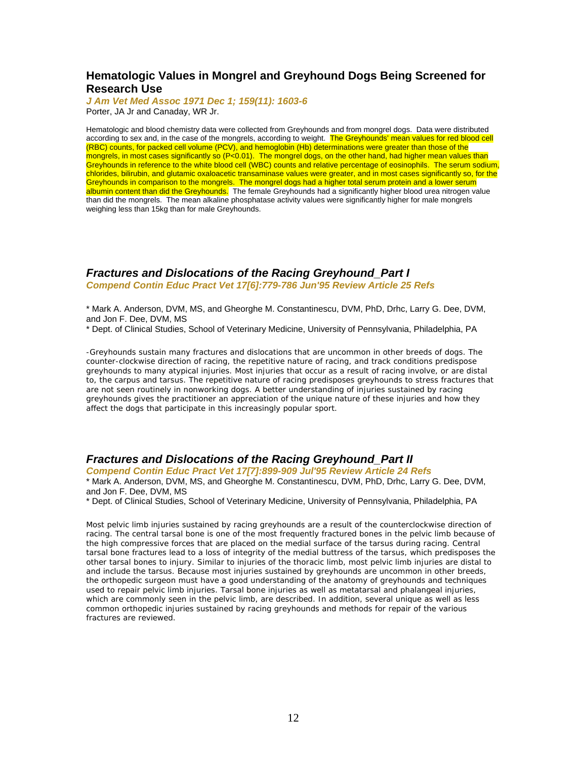## Hematologic Values in Mongrel and Greyhound Dogs Being Screened for Research Use

***J Am Vet Med Assoc 1971 Dec 1; 159(11): 1603-6***

Porter, JA Jr and Canaday, WR Jr.

Hematologic and blood chemistry data were collected from Greyhounds and from mongrel dogs. Data were distributed according to sex and, in the case of the mongrels, according to weight. The Greyhounds' mean values for red blood cell (RBC) counts, for packed cell volume (PCV), and hemoglobin (Hb) determinations were greater than those of the mongrels, in most cases significantly so ($P<0.01$). The mongrel dogs, on the other hand, had higher mean values than Greyhounds in reference to the white blood cell (WBC) counts and relative percentage of eosinophils. The serum sodium, chlorides, bilirubin, and glutamic oxaloacetic transaminase values were greater, and in most cases significantly so, for the Greyhounds in comparison to the mongrels. The mongrel dogs had a higher total serum protein and a lower serum albumin content than did the Greyhounds. The female Greyhounds had a significantly higher blood urea nitrogen value than did the mongrels. The mean alkaline phosphatase activity values were significantly higher for male mongrels weighing less than 15kg than for male Greyhounds.

## *Fractures and Dislocations of the Racing Greyhound_Part I*

***Compend Contin Educ Pract Vet 17[6]:779-786 Jun'95 Review Article 25 Refs***

* Mark A. Anderson, DVM, MS, and Gheorghe M. Constantinescu, DVM, PhD, Drhc, Larry G. Dee, DVM, and Jon F. Dee, DVM, MS
* Dept. of Clinical Studies, School of Veterinary Medicine, University of Pennsylvania, Philadelphia, PA

-Greyhounds sustain many fractures and dislocations that are uncommon in other breeds of dogs. The counter-clockwise direction of racing, the repetitive nature of racing, and track conditions predispose greyhounds to many atypical injuries. Most injuries that occur as a result of racing involve, or are distal to, the carpus and tarsus. The repetitive nature of racing predisposes greyhounds to stress fractures that are not seen routinely in nonworking dogs. A better understanding of injuries sustained by racing greyhounds gives the practitioner an appreciation of the unique nature of these injuries and how they affect the dogs that participate in this increasingly popular sport.

## *Fractures and Dislocations of the Racing Greyhound_Part II*

***Compend Contin Educ Pract Vet 17[7]:899-909 Jul'95 Review Article 24 Refs***

* Mark A. Anderson, DVM, MS, and Gheorghe M. Constantinescu, DVM, PhD, Drhc, Larry G. Dee, DVM, and Jon F. Dee, DVM, MS
* Dept. of Clinical Studies, School of Veterinary Medicine, University of Pennsylvania, Philadelphia, PA

Most pelvic limb injuries sustained by racing greyhounds are a result of the counterclockwise direction of racing. The central tarsal bone is one of the most frequently fractured bones in the pelvic limb because of the high compressive forces that are placed on the medial surface of the tarsus during racing. Central tarsal bone fractures lead to a loss of integrity of the medial buttress of the tarsus, which predisposes the other tarsal bones to injury. Similar to injuries of the thoracic limb, most pelvic limb injuries are distal to and include the tarsus. Because most injuries sustained by greyhounds are uncommon in other breeds, the orthopedic surgeon must have a good understanding of the anatomy of greyhounds and techniques used to repair pelvic limb injuries. Tarsal bone injuries as well as metatarsal and phalangeal injuries, which are commonly seen in the pelvic limb, are described. In addition, several unique as well as less common orthopedic injuries sustained by racing greyhounds and methods for repair of the various fractures are reviewed.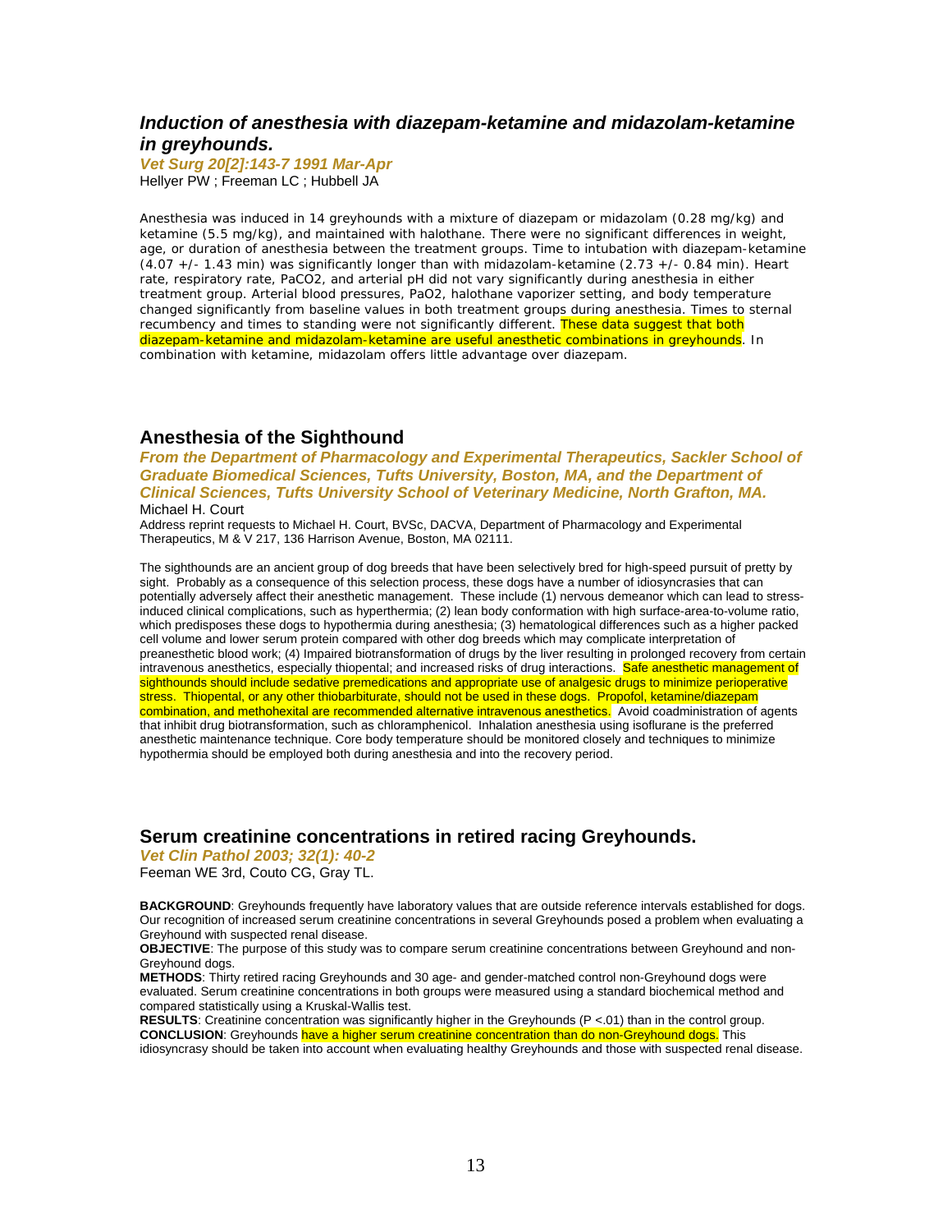## *Induction of anesthesia with diazepam-ketamine and midazolam-ketamine in greyhounds.*

***Vet Surg 20[2]:143-7 1991 Mar-Apr***

Hellyer PW ; Freeman LC ; Hubbell JA

Anesthesia was induced in 14 greyhounds with a mixture of diazepam or midazolam (0.28 mg/kg) and ketamine (5.5 mg/kg), and maintained with halothane. There were no significant differences in weight, age, or duration of anesthesia between the treatment groups. Time to intubation with diazepam-ketamine (4.07 +/- 1.43 min) was significantly longer than with midazolam-ketamine (2.73 +/- 0.84 min). Heart rate, respiratory rate, $PaCO_2$, and arterial pH did not vary significantly during anesthesia in either treatment group. Arterial blood pressures, $PaO_2$, halothane vaporizer setting, and body temperature changed significantly from baseline values in both treatment groups during anesthesia. Times to sternal recumbency and times to standing were not significantly different. These data suggest that both diazepam-ketamine and midazolam-ketamine are useful anesthetic combinations in greyhounds. In combination with ketamine, midazolam offers little advantage over diazepam.

## Anesthesia of the Sighthound

***From the Department of Pharmacology and Experimental Therapeutics, Sackler School of Graduate Biomedical Sciences, Tufts University, Boston, MA, and the Department of Clinical Sciences, Tufts University School of Veterinary Medicine, North Grafton, MA.***

Michael H. Court

Address reprint requests to Michael H. Court, BVSc, DACVA, Department of Pharmacology and Experimental Therapeutics, M & V 217, 136 Harrison Avenue, Boston, MA 02111.

The sighthounds are an ancient group of dog breeds that have been selectively bred for high-speed pursuit of pretty by sight. Probably as a consequence of this selection process, these dogs have a number of idiosyncrasies that can potentially adversely affect their anesthetic management. These include (1) nervous demeanor which can lead to stress-induced clinical complications, such as hyperthermia; (2) lean body conformation with high surface-area-to-volume ratio, which predisposes these dogs to hypothermia during anesthesia; (3) hematological differences such as a higher packed cell volume and lower serum protein compared with other dog breeds which may complicate interpretation of preanesthetic blood work; (4) Impaired biotransformation of drugs by the liver resulting in prolonged recovery from certain intravenous anesthetics, especially thiopental; and increased risks of drug interactions. Safe anesthetic management of sighthounds should include sedative premedications and appropriate use of analgesic drugs to minimize perioperative stress. Thiopental, or any other thiobarbiturate, should not be used in these dogs. Propofol, ketamine/diazepam combination, and methohexital are recommended alternative intravenous anesthetics. Avoid coadministration of agents that inhibit drug biotransformation, such as chloramphenicol. Inhalation anesthesia using isoflurane is the preferred anesthetic maintenance technique. Core body temperature should be monitored closely and techniques to minimize hypothermia should be employed both during anesthesia and into the recovery period.

## Serum creatinine concentrations in retired racing Greyhounds.

***Vet Clin Pathol 2003; 32(1): 40-2***

Feeman WE 3rd, Couto CG, Gray TL.

**BACKGROUND**: Greyhounds frequently have laboratory values that are outside reference intervals established for dogs. Our recognition of increased serum creatinine concentrations in several Greyhounds posed a problem when evaluating a Greyhound with suspected renal disease.

**OBJECTIVE**: The purpose of this study was to compare serum creatinine concentrations between Greyhound and non-Greyhound dogs.

**METHODS**: Thirty retired racing Greyhounds and 30 age- and gender-matched control non-Greyhound dogs were evaluated. Serum creatinine concentrations in both groups were measured using a standard biochemical method and compared statistically using a Kruskal-Wallis test.

**RESULTS**: Creatinine concentration was significantly higher in the Greyhounds ($P < .01$) than in the control group.

**CONCLUSION**: Greyhounds have a higher serum creatinine concentration than do non-Greyhound dogs. This idiosyncrasy should be taken into account when evaluating healthy Greyhounds and those with suspected renal disease.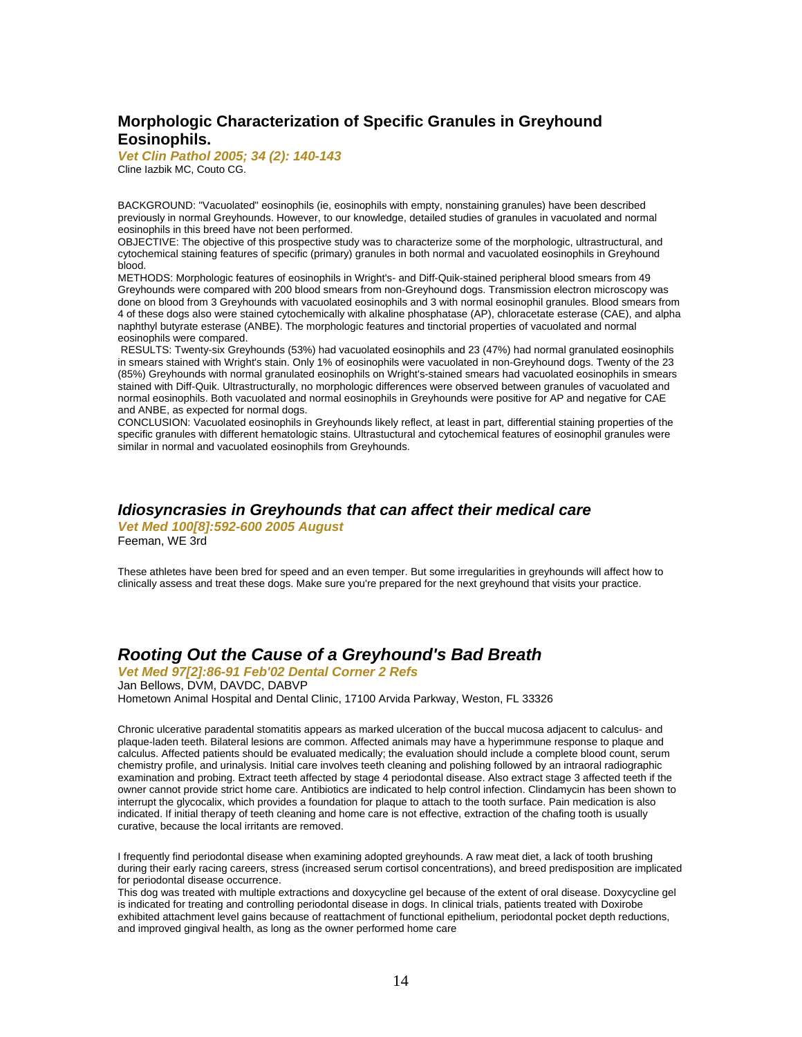## Morphologic Characterization of Specific Granules in Greyhound Eosinophils.

***Vet Clin Pathol 2005; 34 (2): 140-143***

Cline Iazbik MC, Couto CG.

BACKGROUND: "Vacuolated" eosinophils (ie, eosinophils with empty, nonstaining granules) have been described previously in normal Greyhounds. However, to our knowledge, detailed studies of granules in vacuolated and normal eosinophils in this breed have not been performed.

OBJECTIVE: The objective of this prospective study was to characterize some of the morphologic, ultrastructural, and cytochemical staining features of specific (primary) granules in both normal and vacuolated eosinophils in Greyhound blood.

METHODS: Morphologic features of eosinophils in Wright's- and Diff-Quik-stained peripheral blood smears from 49 Greyhounds were compared with 200 blood smears from non-Greyhound dogs. Transmission electron microscopy was done on blood from 3 Greyhounds with vacuolated eosinophils and 3 with normal eosinophil granules. Blood smears from 4 of these dogs also were stained cytochemically with alkaline phosphatase (AP), chloracetate esterase (CAE), and alpha naphthyl butyrate esterase (ANBE). The morphologic features and tinctorial properties of vacuolated and normal eosinophils were compared.

RESULTS: Twenty-six Greyhounds (53%) had vacuolated eosinophils and 23 (47%) had normal granulated eosinophils in smears stained with Wright's stain. Only 1% of eosinophils were vacuolated in non-Greyhound dogs. Twenty of the 23 (85%) Greyhounds with normal granulated eosinophils on Wright's-stained smears had vacuolated eosinophils in smears stained with Diff-Quik. Ultrastructurally, no morphologic differences were observed between granules of vacuolated and normal eosinophils. Both vacuolated and normal eosinophils in Greyhounds were positive for AP and negative for CAE and ANBE, as expected for normal dogs.

CONCLUSION: Vacuolated eosinophils in Greyhounds likely reflect, at least in part, differential staining properties of the specific granules with different hematologic stains. Ultrastuctural and cytochemical features of eosinophil granules were similar in normal and vacuolated eosinophils from Greyhounds.

## *Idiosyncrasies in Greyhounds that can affect their medical care*

***Vet Med 100[8]:592-600 2005 August***

Feeman, WE 3rd

These athletes have been bred for speed and an even temper. But some irregularities in greyhounds will affect how to clinically assess and treat these dogs. Make sure you're prepared for the next greyhound that visits your practice.

## *Rooting Out the Cause of a Greyhound's Bad Breath*

***Vet Med 97[2]:86-91 Feb'02 Dental Corner 2 Refs***

Jan Bellows, DVM, DAVDC, DABVP

Hometown Animal Hospital and Dental Clinic, 17100 Arvida Parkway, Weston, FL 33326

Chronic ulcerative paradental stomatitis appears as marked ulceration of the buccal mucosa adjacent to calculus- and plaque-laden teeth. Bilateral lesions are common. Affected animals may have a hyperimmune response to plaque and calculus. Affected patients should be evaluated medically; the evaluation should include a complete blood count, serum chemistry profile, and urinalysis. Initial care involves teeth cleaning and polishing followed by an intraoral radiographic examination and probing. Extract teeth affected by stage 4 periodontal disease. Also extract stage 3 affected teeth if the owner cannot provide strict home care. Antibiotics are indicated to help control infection. Clindamycin has been shown to interrupt the glycocalix, which provides a foundation for plaque to attach to the tooth surface. Pain medication is also indicated. If initial therapy of teeth cleaning and home care is not effective, extraction of the chafing tooth is usually curative, because the local irritants are removed.

I frequently find periodontal disease when examining adopted greyhounds. A raw meat diet, a lack of tooth brushing during their early racing careers, stress (increased serum cortisol concentrations), and breed predisposition are implicated for periodontal disease occurrence.

This dog was treated with multiple extractions and doxycycline gel because of the extent of oral disease. Doxycycline gel is indicated for treating and controlling periodontal disease in dogs. In clinical trials, patients treated with Doxirobe exhibited attachment level gains because of reattachment of functional epithelium, periodontal pocket depth reductions, and improved gingival health, as long as the owner performed home care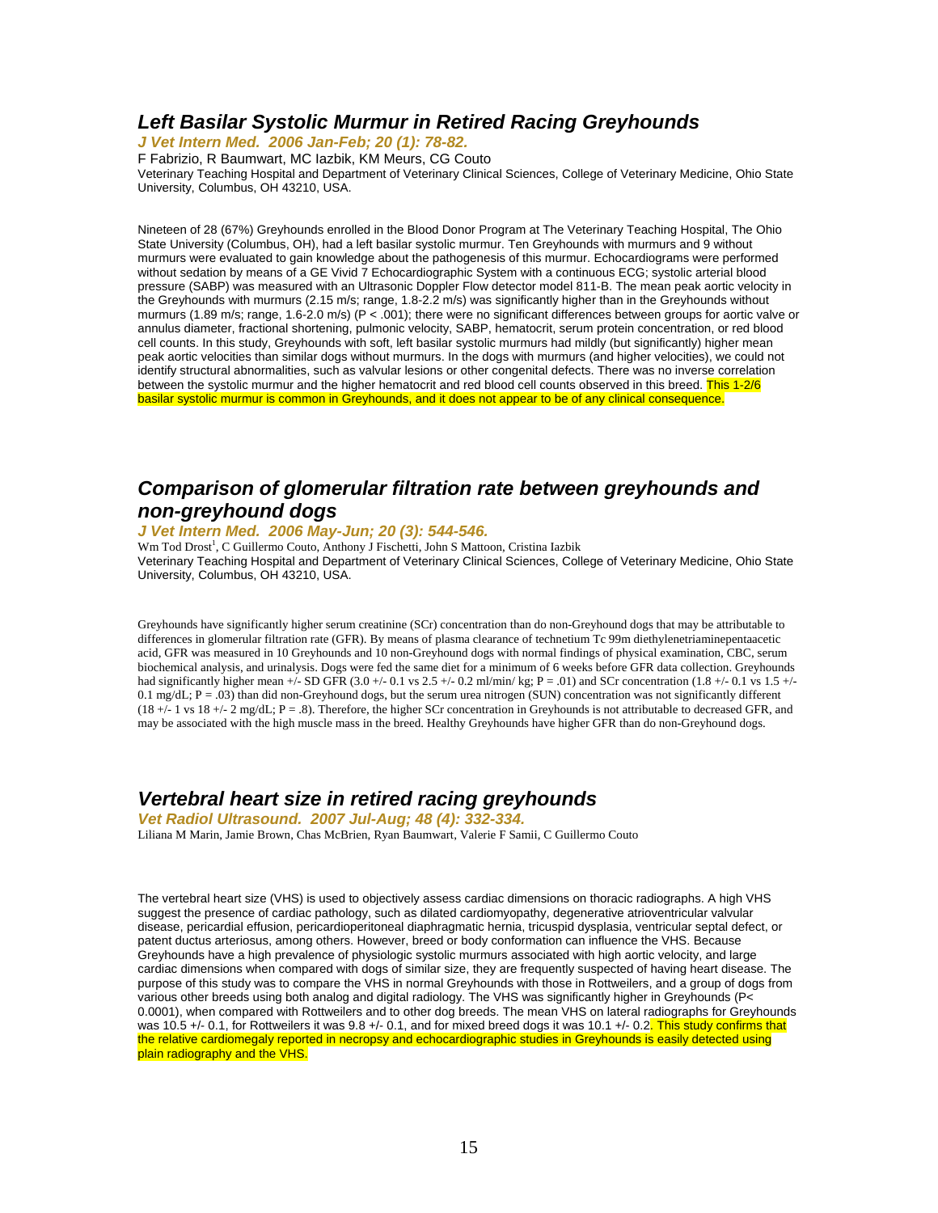## *Left Basilar Systolic Murmur in Retired Racing Greyhounds*

***J Vet Intern Med. 2006 Jan-Feb; 20 (1): 78-82.***

F Fabrizio, R Baumwart, MC Iazbik, KM Meurs, CG Couto

Veterinary Teaching Hospital and Department of Veterinary Clinical Sciences, College of Veterinary Medicine, Ohio State University, Columbus, OH 43210, USA.

Nineteen of 28 (67%) Greyhounds enrolled in the Blood Donor Program at The Veterinary Teaching Hospital, The Ohio State University (Columbus, OH), had a left basilar systolic murmur. Ten Greyhounds with murmurs and 9 without murmurs were evaluated to gain knowledge about the pathogenesis of this murmur. Echocardiograms were performed without sedation by means of a GE Vivid 7 Echocardiographic System with a continuous ECG; systolic arterial blood pressure (SABP) was measured with an Ultrasonic Doppler Flow detector model 811-B. The mean peak aortic velocity in the Greyhounds with murmurs (2.15 m/s; range, 1.8-2.2 m/s) was significantly higher than in the Greyhounds without murmurs (1.89 m/s; range, 1.6-2.0 m/s) ($P < .001$); there were no significant differences between groups for aortic valve or annulus diameter, fractional shortening, pulmonic velocity, SABP, hematocrit, serum protein concentration, or red blood cell counts. In this study, Greyhounds with soft, left basilar systolic murmurs had mildly (but significantly) higher mean peak aortic velocities than similar dogs without murmurs. In the dogs with murmurs (and higher velocities), we could not identify structural abnormalities, such as valvular lesions or other congenital defects. There was no inverse correlation between the systolic murmur and the higher hematocrit and red blood cell counts observed in this breed. This 1-2/6 basilar systolic murmur is common in Greyhounds, and it does not appear to be of any clinical consequence.

## *Comparison of glomerular filtration rate between greyhounds and non-greyhound dogs*

***J Vet Intern Med. 2006 May-Jun; 20 (3): 544-546.***

Wm Tod Drost[1], C Guillermo Couto, Anthony J Fischetti, John S Mattoon, Cristina Iazbik

Veterinary Teaching Hospital and Department of Veterinary Clinical Sciences, College of Veterinary Medicine, Ohio State University, Columbus, OH 43210, USA.

Greyhounds have significantly higher serum creatinine (SCr) concentration than do non-Greyhound dogs that may be attributable to differences in glomerular filtration rate (GFR). By means of plasma clearance of technetium Tc 99m diethylenetriaminepentaacetic acid, GFR was measured in 10 Greyhounds and 10 non-Greyhound dogs with normal findings of physical examination, CBC, serum biochemical analysis, and urinalysis. Dogs were fed the same diet for a minimum of 6 weeks before GFR data collection. Greyhounds had significantly higher mean +/- SD GFR (3.0 +/- 0.1 vs 2.5 +/- 0.2 ml/min/ kg; $P = .01$) and SCr concentration (1.8 +/- 0.1 vs 1.5 +/- 0.1 mg/dL; $P = .03$) than did non-Greyhound dogs, but the serum urea nitrogen (SUN) concentration was not significantly different (18 +/- 1 vs 18 +/- 2 mg/dL; $P = .8$). Therefore, the higher SCr concentration in Greyhounds is not attributable to decreased GFR, and may be associated with the high muscle mass in the breed. Healthy Greyhounds have higher GFR than do non-Greyhound dogs.

## *Vertebral heart size in retired racing greyhounds*

***Vet Radiol Ultrasound. 2007 Jul-Aug; 48 (4): 332-334.***

Liliana M Marin, Jamie Brown, Chas McBrien, Ryan Baumwart, Valerie F Samii, C Guillermo Couto

The vertebral heart size (VHS) is used to objectively assess cardiac dimensions on thoracic radiographs. A high VHS suggest the presence of cardiac pathology, such as dilated cardiomyopathy, degenerative atrioventricular valvular disease, pericardial effusion, pericardioperitoneal diaphragmatic hernia, tricuspid dysplasia, ventricular septal defect, or patent ductus arteriosus, among others. However, breed or body conformation can influence the VHS. Because Greyhounds have a high prevalence of physiologic systolic murmurs associated with high aortic velocity, and large cardiac dimensions when compared with dogs of similar size, they are frequently suspected of having heart disease. The purpose of this study was to compare the VHS in normal Greyhounds with those in Rottweilers, and a group of dogs from various other breeds using both analog and digital radiology. The VHS was significantly higher in Greyhounds ($P < 0.0001$), when compared with Rottweilers and to other dog breeds. The mean VHS on lateral radiographs for Greyhounds was 10.5 +/- 0.1, for Rottweilers it was 9.8 +/- 0.1, and for mixed breed dogs it was 10.1 +/- 0.2. This study confirms that the relative cardiomegaly reported in necropsy and echocardiographic studies in Greyhounds is easily detected using plain radiography and the VHS.